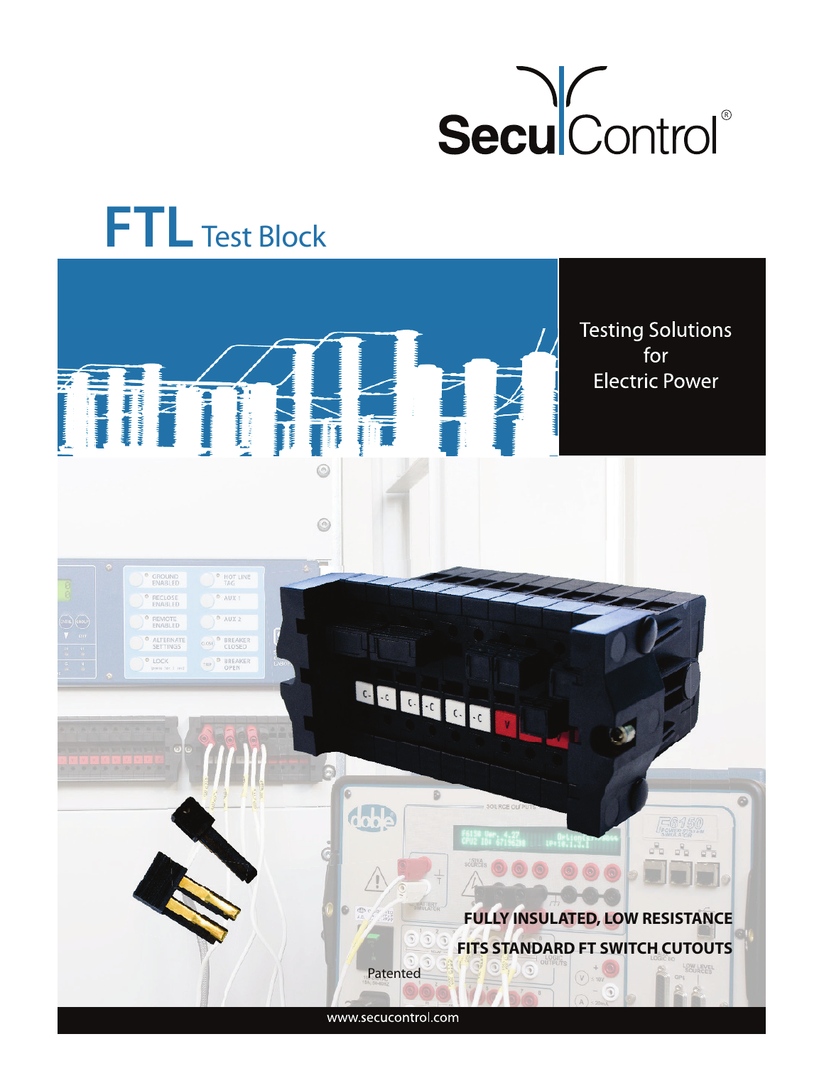SecuControl®

# FTL Test Block

Testing Solutions for Electric Power

**FULLY INSULATED, LOW RESISTANCE**

**FITS STANDARD FT SWITCH CUTOUTS**

Patented

www.secucontrol.com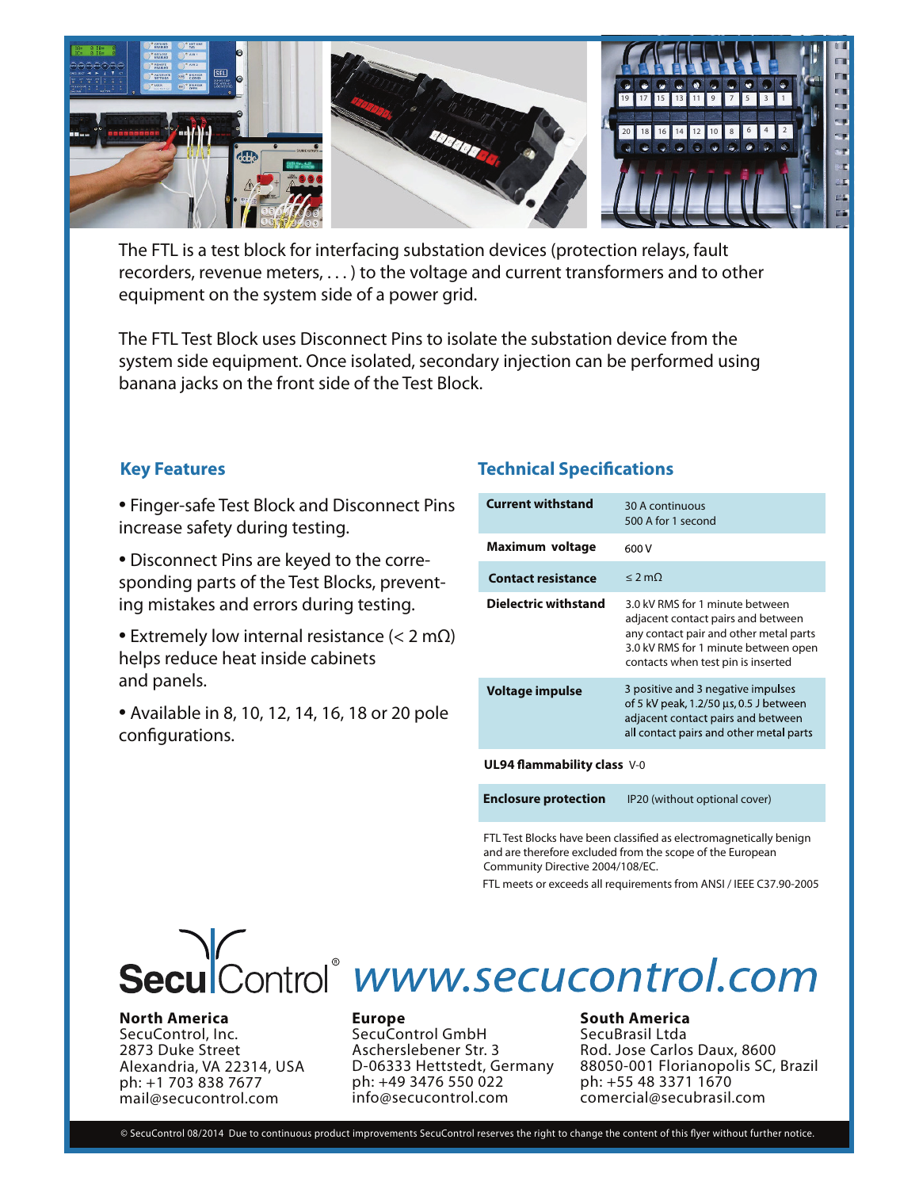The FTL is a test block for interfacing substation devices (protection relays, fault recorders, revenue meters, . . . ) to the voltage and current transformers and to other equipment on the system side of a power grid.

The FTL Test Block uses Disconnect Pins to isolate the substation device from the system side equipment. Once isolated, secondary injection can be performed using banana jacks on the front side of the Test Block.

## Key Features

- Finger-safe Test Block and Disconnect Pins increase safety during testing.
- Disconnect Pins are keyed to the corresponding parts of the Test Blocks, preventing mistakes and errors during testing.
- Extremely low internal resistance (< 2 mΩ) helps reduce heat inside cabinets and panels.
- Available in 8, 10, 12, 14, 16, 18 or 20 pole configurations.

## Technical Specifications

| | |
|---|---|
| **Current withstand** | 30 A continuous<br>500 A for 1 second |
| **Maximum voltage** | 600 V |
| **Contact resistance** | ≤ 2 mΩ |
| **Dielectric withstand** | 3.0 kV RMS for 1 minute between adjacent contact pairs and between any contact pair and other metal parts<br>3.0 kV RMS for 1 minute between open contacts when test pin is inserted |
| **Voltage impulse** | 3 positive and 3 negative impulses of 5 kV peak, 1.2/50 µs, 0.5 J between adjacent contact pairs and between all contact pairs and other metal parts |
| **UL94 flammability class** | V-0 |
| **Enclosure protection** | IP20 (without optional cover) |

FTL Test Blocks have been classified as electromagnetically benign and are therefore excluded from the scope of the European Community Directive 2004/108/EC.

FTL meets or exceeds all requirements from ANSI / IEEE C37.90-2005

SecuControl®

*www.secucontrol.com*

**North America**
SecuControl, Inc.
2873 Duke Street
Alexandria, VA 22314, USA
ph: +1 703 838 7677
mail@secucontrol.com

**Europe**
SecuControl GmbH
Ascherslebener Str. 3
D-06333 Hettstedt, Germany
ph: +49 3476 550 022
info@secucontrol.com

**South America**
SecuBrasil Ltda
Rod. Jose Carlos Daux, 8600
88050-001 Florianopolis SC, Brazil
ph: +55 48 3371 1670
comercial@secubrasil.com

© SecuControl 08/2014 Due to continuous product improvements SecuControl reserves the right to change the content of this flyer without further notice.